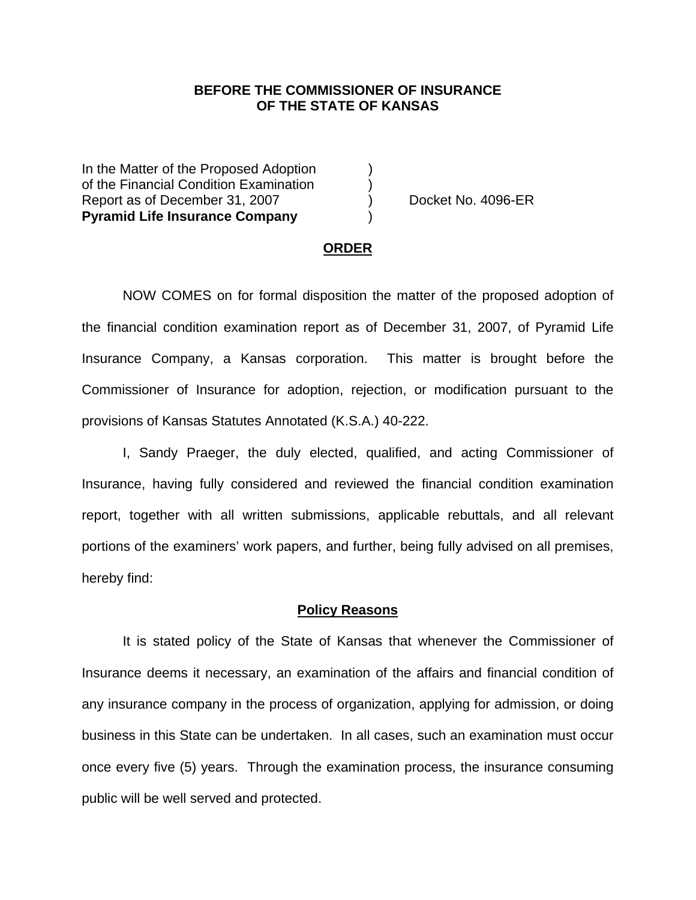**BEFORE THE COMMISSIONER OF INSURANCE**
**OF THE STATE OF KANSAS**

| | | |
|---|---|---|
| In the Matter of the Proposed Adoption of the Financial Condition Examination Report as of December 31, 2007 **Pyramid Life Insurance Company** | ) ) ) ) | Docket No. 4096-ER |

## ORDER

NOW COMES on for formal disposition the matter of the proposed adoption of the financial condition examination report as of December 31, 2007, of Pyramid Life Insurance Company, a Kansas corporation. This matter is brought before the Commissioner of Insurance for adoption, rejection, or modification pursuant to the provisions of Kansas Statutes Annotated (K.S.A.) 40-222.

I, Sandy Praeger, the duly elected, qualified, and acting Commissioner of Insurance, having fully considered and reviewed the financial condition examination report, together with all written submissions, applicable rebuttals, and all relevant portions of the examiners' work papers, and further, being fully advised on all premises, hereby find:

## Policy Reasons

It is stated policy of the State of Kansas that whenever the Commissioner of Insurance deems it necessary, an examination of the affairs and financial condition of any insurance company in the process of organization, applying for admission, or doing business in this State can be undertaken. In all cases, such an examination must occur once every five (5) years. Through the examination process, the insurance consuming public will be well served and protected.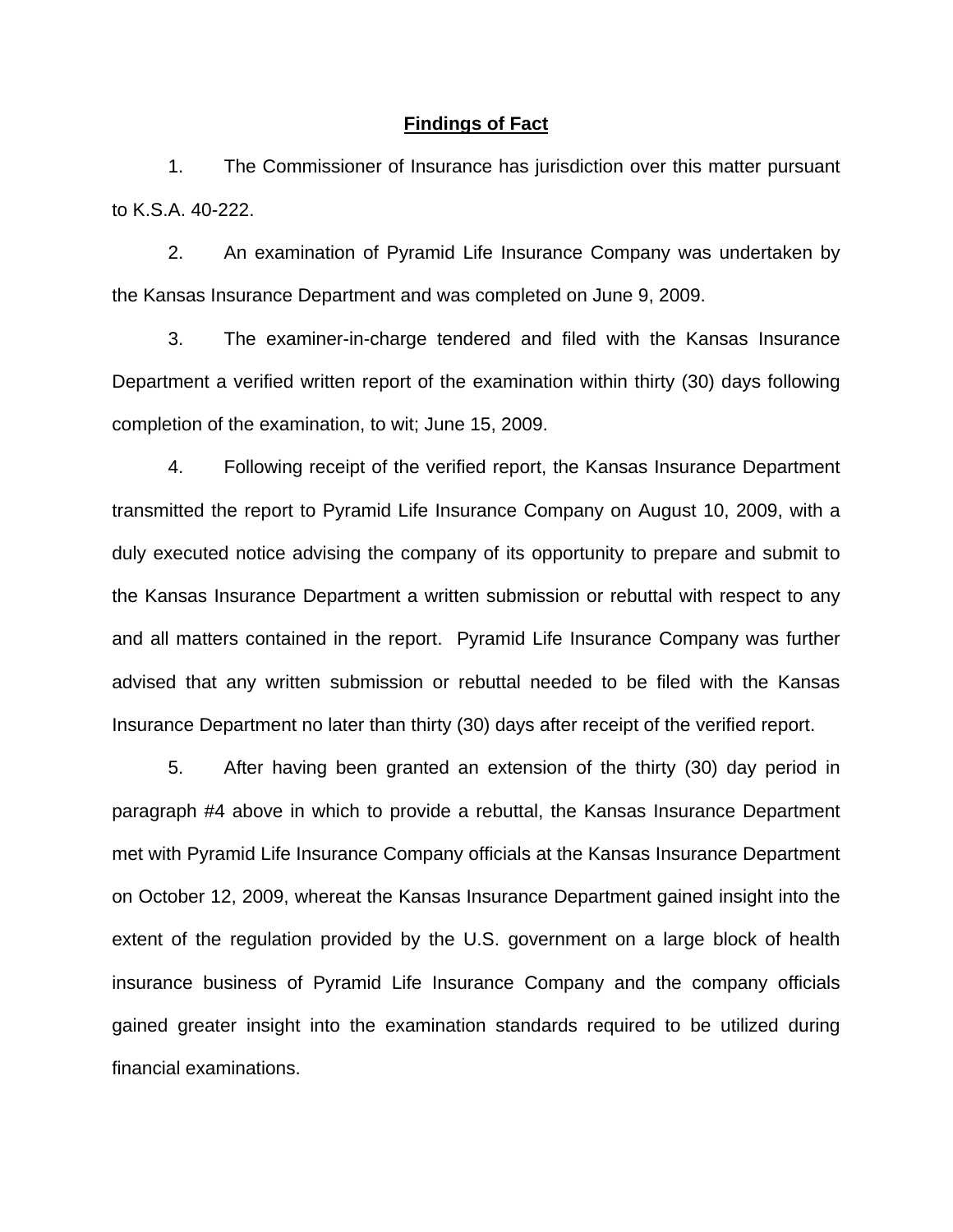## Findings of Fact

1. The Commissioner of Insurance has jurisdiction over this matter pursuant to K.S.A. 40-222.

2. An examination of Pyramid Life Insurance Company was undertaken by the Kansas Insurance Department and was completed on June 9, 2009.

3. The examiner-in-charge tendered and filed with the Kansas Insurance Department a verified written report of the examination within thirty (30) days following completion of the examination, to wit; June 15, 2009.

4. Following receipt of the verified report, the Kansas Insurance Department transmitted the report to Pyramid Life Insurance Company on August 10, 2009, with a duly executed notice advising the company of its opportunity to prepare and submit to the Kansas Insurance Department a written submission or rebuttal with respect to any and all matters contained in the report. Pyramid Life Insurance Company was further advised that any written submission or rebuttal needed to be filed with the Kansas Insurance Department no later than thirty (30) days after receipt of the verified report.

5. After having been granted an extension of the thirty (30) day period in paragraph #4 above in which to provide a rebuttal, the Kansas Insurance Department met with Pyramid Life Insurance Company officials at the Kansas Insurance Department on October 12, 2009, whereat the Kansas Insurance Department gained insight into the extent of the regulation provided by the U.S. government on a large block of health insurance business of Pyramid Life Insurance Company and the company officials gained greater insight into the examination standards required to be utilized during financial examinations.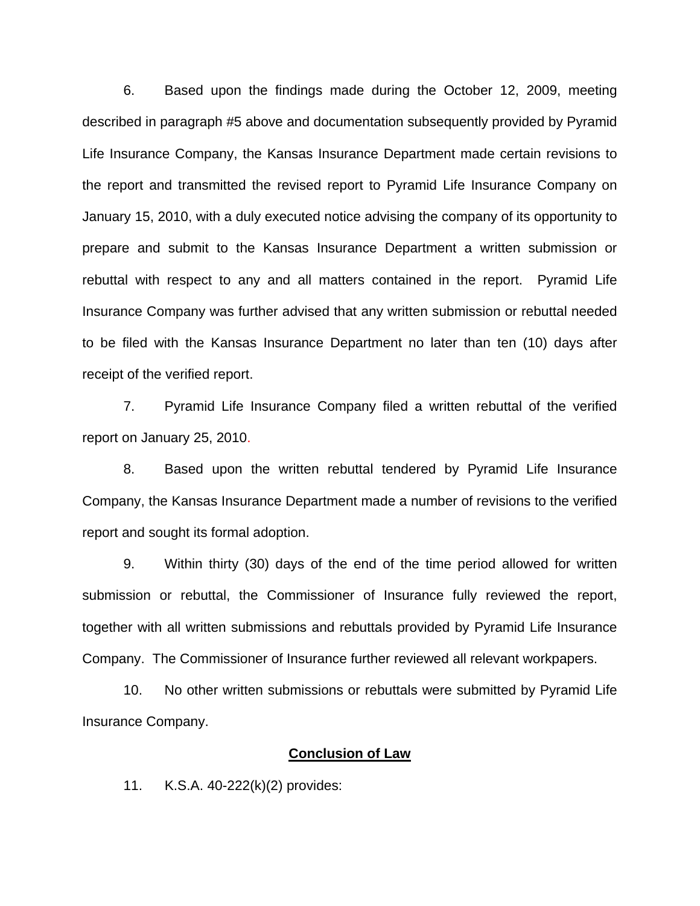6. Based upon the findings made during the October 12, 2009, meeting described in paragraph #5 above and documentation subsequently provided by Pyramid Life Insurance Company, the Kansas Insurance Department made certain revisions to the report and transmitted the revised report to Pyramid Life Insurance Company on January 15, 2010, with a duly executed notice advising the company of its opportunity to prepare and submit to the Kansas Insurance Department a written submission or rebuttal with respect to any and all matters contained in the report. Pyramid Life Insurance Company was further advised that any written submission or rebuttal needed to be filed with the Kansas Insurance Department no later than ten (10) days after receipt of the verified report.

7. Pyramid Life Insurance Company filed a written rebuttal of the verified report on January 25, 2010.

8. Based upon the written rebuttal tendered by Pyramid Life Insurance Company, the Kansas Insurance Department made a number of revisions to the verified report and sought its formal adoption.

9. Within thirty (30) days of the end of the time period allowed for written submission or rebuttal, the Commissioner of Insurance fully reviewed the report, together with all written submissions and rebuttals provided by Pyramid Life Insurance Company. The Commissioner of Insurance further reviewed all relevant workpapers.

10. No other written submissions or rebuttals were submitted by Pyramid Life Insurance Company.

## Conclusion of Law

11. K.S.A. 40-222(k)(2) provides: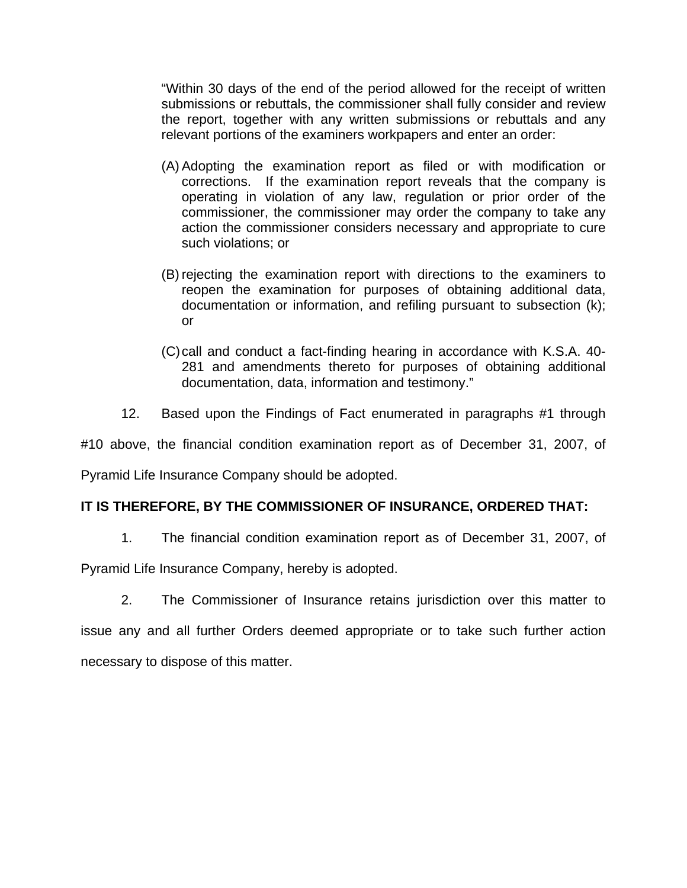> "Within 30 days of the end of the period allowed for the receipt of written submissions or rebuttals, the commissioner shall fully consider and review the report, together with any written submissions or rebuttals and any relevant portions of the examiners workpapers and enter an order:
>
> (A) Adopting the examination report as filed or with modification or corrections. If the examination report reveals that the company is operating in violation of any law, regulation or prior order of the commissioner, the commissioner may order the company to take any action the commissioner considers necessary and appropriate to cure such violations; or
>
> (B) rejecting the examination report with directions to the examiners to reopen the examination for purposes of obtaining additional data, documentation or information, and refiling pursuant to subsection (k); or
>
> (C) call and conduct a fact-finding hearing in accordance with K.S.A. 40-281 and amendments thereto for purposes of obtaining additional documentation, data, information and testimony."

12. Based upon the Findings of Fact enumerated in paragraphs #1 through #10 above, the financial condition examination report as of December 31, 2007, of Pyramid Life Insurance Company should be adopted.

**IT IS THEREFORE, BY THE COMMISSIONER OF INSURANCE, ORDERED THAT:**

1. The financial condition examination report as of December 31, 2007, of Pyramid Life Insurance Company, hereby is adopted.

2. The Commissioner of Insurance retains jurisdiction over this matter to issue any and all further Orders deemed appropriate or to take such further action necessary to dispose of this matter.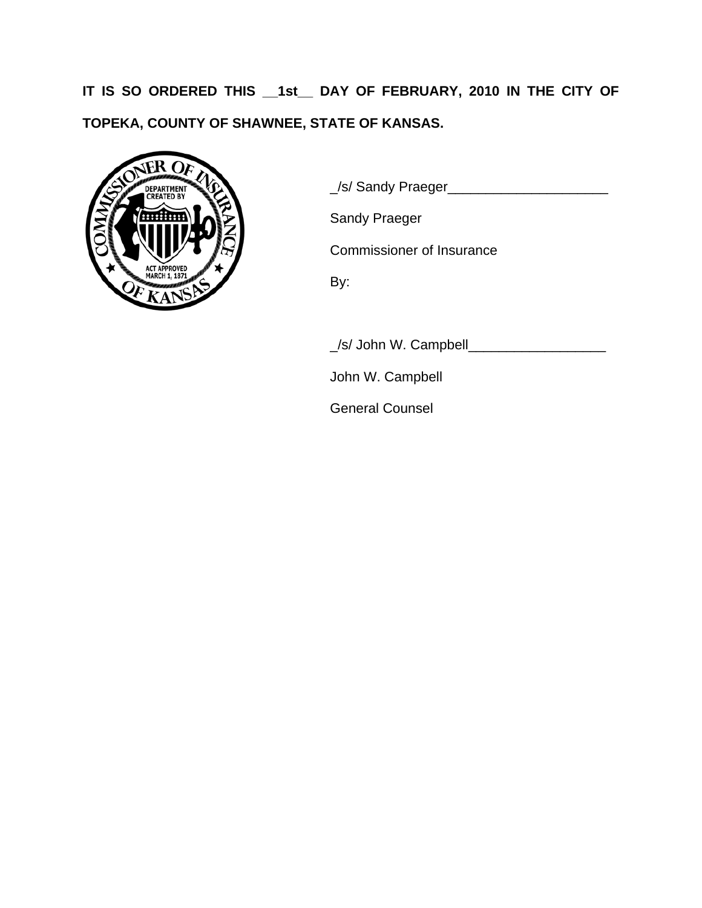**IT IS SO ORDERED THIS __1st__ DAY OF FEBRUARY, 2010 IN THE CITY OF TOPEKA, COUNTY OF SHAWNEE, STATE OF KANSAS.**

_/s/ Sandy Praeger_____________________

Sandy Praeger

Commissioner of Insurance

By:

_/s/ John W. Campbell__________________

John W. Campbell

General Counsel